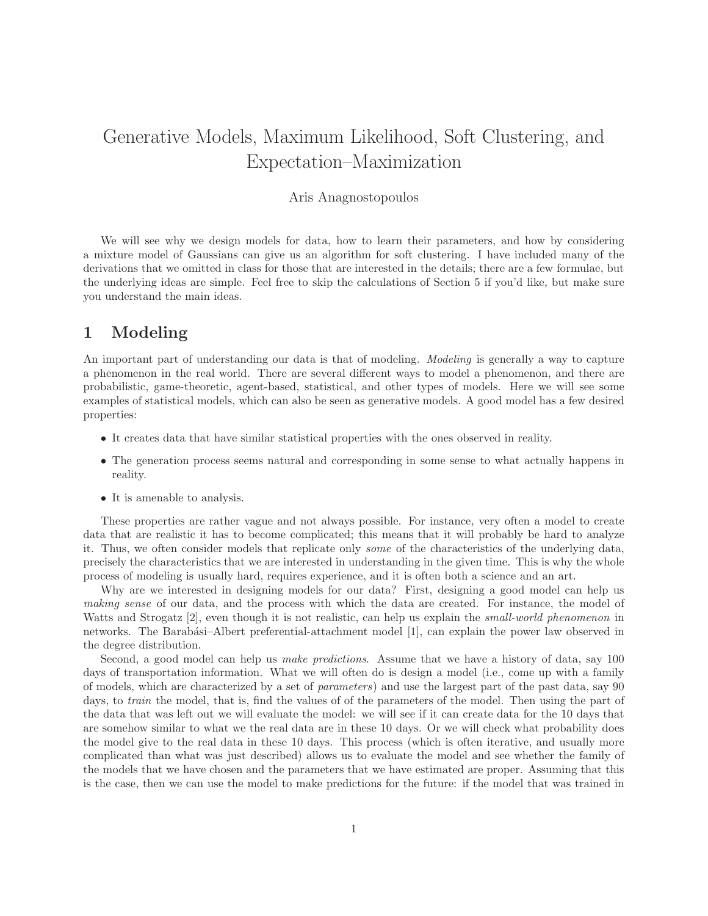# Generative Models, Maximum Likelihood, Soft Clustering, and Expectation–Maximization

Aris Anagnostopoulos

We will see why we design models for data, how to learn their parameters, and how by considering a mixture model of Gaussians can give us an algorithm for soft clustering. I have included many of the derivations that we omitted in class for those that are interested in the details; there are a few formulae, but the underlying ideas are simple. Feel free to skip the calculations of Section 5 if you'd like, but make sure you understand the main ideas.

## 1 Modeling

An important part of understanding our data is that of modeling. *Modeling* is generally a way to capture a phenomenon in the real world. There are several different ways to model a phenomenon, and there are probabilistic, game-theoretic, agent-based, statistical, and other types of models. Here we will see some examples of statistical models, which can also be seen as generative models. A good model has a few desired properties:

- It creates data that have similar statistical properties with the ones observed in reality.
- The generation process seems natural and corresponding in some sense to what actually happens in reality.
- It is amenable to analysis.

These properties are rather vague and not always possible. For instance, very often a model to create data that are realistic it has to become complicated; this means that it will probably be hard to analyze it. Thus, we often consider models that replicate only *some* of the characteristics of the underlying data, precisely the characteristics that we are interested in understanding in the given time. This is why the whole process of modeling is usually hard, requires experience, and it is often both a science and an art.

Why are we interested in designing models for our data? First, designing a good model can help us *making sense* of our data, and the process with which the data are created. For instance, the model of Watts and Strogatz [2], even though it is not realistic, can help us explain the *small-world phenomenon* in networks. The Barabási–Albert preferential-attachment model [1], can explain the power law observed in the degree distribution.

Second, a good model can help us *make predictions*. Assume that we have a history of data, say 100 days of transportation information. What we will often do is design a model (i.e., come up with a family of models, which are characterized by a set of *parameters*) and use the largest part of the past data, say 90 days, to *train* the model, that is, find the values of of the parameters of the model. Then using the part of the data that was left out we will evaluate the model: we will see if it can create data for the 10 days that are somehow similar to what we the real data are in these 10 days. Or we will check what probability does the model give to the real data in these 10 days. This process (which is often iterative, and usually more complicated than what was just described) allows us to evaluate the model and see whether the family of the models that we have chosen and the parameters that we have estimated are proper. Assuming that this is the case, then we can use the model to make predictions for the future: if the model that was trained in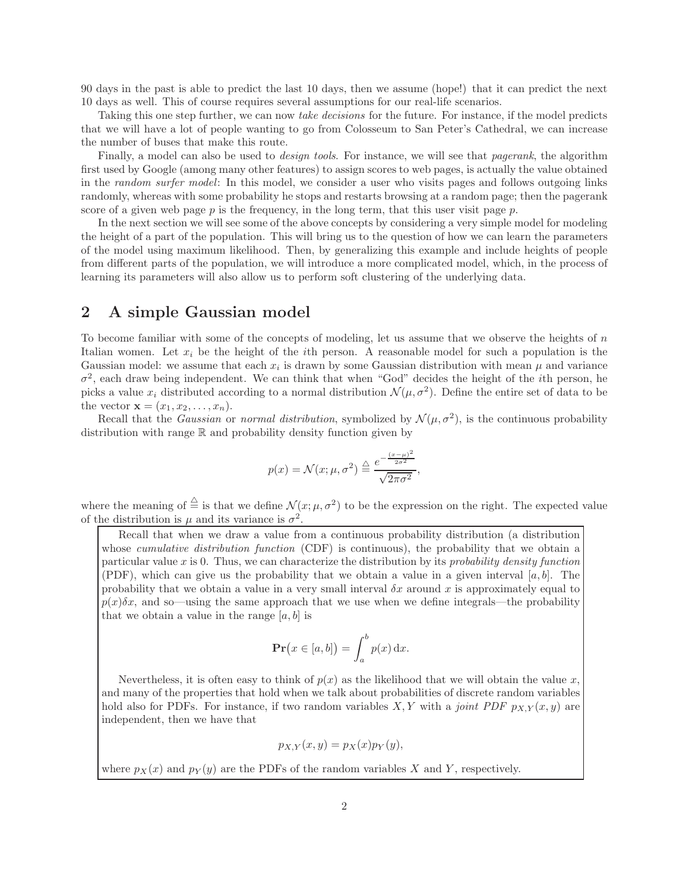90 days in the past is able to predict the last 10 days, then we assume (hope!) that it can predict the next 10 days as well. This of course requires several assumptions for our real-life scenarios.

Taking this one step further, we can now *take decisions* for the future. For instance, if the model predicts that we will have a lot of people wanting to go from Colosseum to San Peter's Cathedral, we can increase the number of buses that make this route.

Finally, a model can also be used to *design tools*. For instance, we will see that *pagerank*, the algorithm first used by Google (among many other features) to assign scores to web pages, is actually the value obtained in the *random surfer model*: In this model, we consider a user who visits pages and follows outgoing links randomly, whereas with some probability he stops and restarts browsing at a random page; then the pagerank score of a given web page $p$ is the frequency, in the long term, that this user visit page $p$.

In the next section we will see some of the above concepts by considering a very simple model for modeling the height of a part of the population. This will bring us to the question of how we can learn the parameters of the model using maximum likelihood. Then, by generalizing this example and include heights of people from different parts of the population, we will introduce a more complicated model, which, in the process of learning its parameters will also allow us to perform soft clustering of the underlying data.

## 2 A simple Gaussian model

To become familiar with some of the concepts of modeling, let us assume that we observe the heights of $n$ Italian women. Let $x_i$ be the height of the $i$th person. A reasonable model for such a population is the Gaussian model: we assume that each $x_i$ is drawn by some Gaussian distribution with mean $\mu$ and variance $\sigma^2$, each draw being independent. We can think that when "God" decides the height of the $i$th person, he picks a value $x_i$ distributed according to a normal distribution $\mathcal{N}(\mu, \sigma^2)$. Define the entire set of data to be the vector $\mathbf{x} = (x_1, x_2, \ldots, x_n)$.

Recall that the *Gaussian* or *normal distribution*, symbolized by $\mathcal{N}(\mu, \sigma^2)$, is the continuous probability distribution with range $\mathbb{R}$ and probability density function given by

$$p(x) = \mathcal{N}(x; \mu, \sigma^2) \triangleq \frac{e^{-\frac{(x-\mu)^2}{2\sigma^2}}}{\sqrt{2\pi\sigma^2}},$$

where the meaning of $\triangleq$ is that we define $\mathcal{N}(x; \mu, \sigma^2)$ to be the expression on the right. The expected value of the distribution is $\mu$ and its variance is $\sigma^2$.

> Recall that when we draw a value from a continuous probability distribution (a distribution whose *cumulative distribution function* (CDF) is continuous), the probability that we obtain a particular value $x$ is 0. Thus, we can characterize the distribution by its *probability density function* (PDF), which can give us the probability that we obtain a value in a given interval $[a, b]$. The probability that we obtain a value in a very small interval $\delta x$ around $x$ is approximately equal to $p(x)\delta x$, and so—using the same approach that we use when we define integrals—the probability that we obtain a value in the range $[a, b]$ is
>
> $$\mathbf{Pr}\big(x \in [a, b]\big) = \int_a^b p(x)\,\mathrm{d}x.$$
>
> Nevertheless, it is often easy to think of $p(x)$ as the likelihood that we will obtain the value $x$, and many of the properties that hold when we talk about probabilities of discrete random variables hold also for PDFs. For instance, if two random variables $X, Y$ with a *joint PDF* $p_{X,Y}(x, y)$ are independent, then we have that
>
> $$p_{X,Y}(x, y) = p_X(x)p_Y(y),$$
>
> where $p_X(x)$ and $p_Y(y)$ are the PDFs of the random variables $X$ and $Y$, respectively.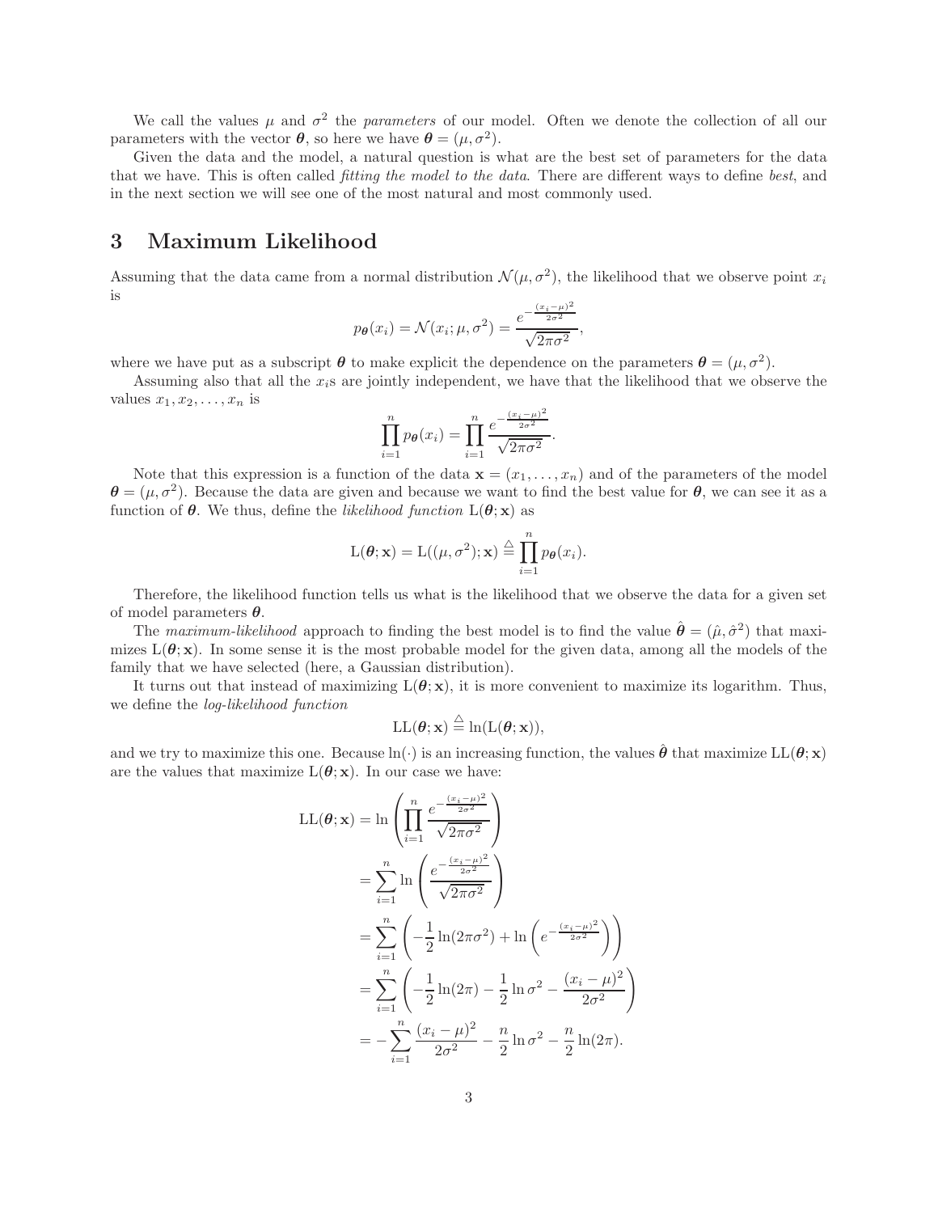We call the values $\mu$ and $\sigma^2$ the *parameters* of our model. Often we denote the collection of all our parameters with the vector $\boldsymbol{\theta}$, so here we have $\boldsymbol{\theta} = (\mu, \sigma^2)$.

Given the data and the model, a natural question is what are the best set of parameters for the data that we have. This is often called *fitting the model to the data*. There are different ways to define *best*, and in the next section we will see one of the most natural and most commonly used.

# 3 Maximum Likelihood

Assuming that the data came from a normal distribution $\mathcal{N}(\mu, \sigma^2)$, the likelihood that we observe point $x_i$ is

$$p_{\boldsymbol{\theta}}(x_i) = \mathcal{N}(x_i; \mu, \sigma^2) = \frac{e^{-\frac{(x_i-\mu)^2}{2\sigma^2}}}{\sqrt{2\pi\sigma^2}},$$

where we have put as a subscript $\boldsymbol{\theta}$ to make explicit the dependence on the parameters $\boldsymbol{\theta} = (\mu, \sigma^2)$.

Assuming also that all the $x_i$s are jointly independent, we have that the likelihood that we observe the values $x_1, x_2, \ldots, x_n$ is

$$\prod_{i=1}^{n} p_{\boldsymbol{\theta}}(x_i) = \prod_{i=1}^{n} \frac{e^{-\frac{(x_i-\mu)^2}{2\sigma^2}}}{\sqrt{2\pi\sigma^2}}.$$

Note that this expression is a function of the data $\mathbf{x} = (x_1, \ldots, x_n)$ and of the parameters of the model $\boldsymbol{\theta} = (\mu, \sigma^2)$. Because the data are given and because we want to find the best value for $\boldsymbol{\theta}$, we can see it as a function of $\boldsymbol{\theta}$. We thus, define the *likelihood function* $\mathrm{L}(\boldsymbol{\theta}; \mathbf{x})$ as

$$\mathrm{L}(\boldsymbol{\theta}; \mathbf{x}) = \mathrm{L}((\mu, \sigma^2); \mathbf{x}) \stackrel{\triangle}{=} \prod_{i=1}^{n} p_{\boldsymbol{\theta}}(x_i).$$

Therefore, the likelihood function tells us what is the likelihood that we observe the data for a given set of model parameters $\boldsymbol{\theta}$.

The *maximum-likelihood* approach to finding the best model is to find the value $\hat{\boldsymbol{\theta}} = (\hat{\mu}, \hat{\sigma}^2)$ that maximizes $\mathrm{L}(\boldsymbol{\theta}; \mathbf{x})$. In some sense it is the most probable model for the given data, among all the models of the family that we have selected (here, a Gaussian distribution).

It turns out that instead of maximizing $\mathrm{L}(\boldsymbol{\theta}; \mathbf{x})$, it is more convenient to maximize its logarithm. Thus, we define the *log-likelihood function*

$$\mathrm{LL}(\boldsymbol{\theta}; \mathbf{x}) \stackrel{\triangle}{=} \ln(\mathrm{L}(\boldsymbol{\theta}; \mathbf{x})),$$

and we try to maximize this one. Because $\ln(\cdot)$ is an increasing function, the values $\hat{\boldsymbol{\theta}}$ that maximize $\mathrm{LL}(\boldsymbol{\theta}; \mathbf{x})$ are the values that maximize $\mathrm{L}(\boldsymbol{\theta}; \mathbf{x})$. In our case we have:

$$\begin{aligned}
\mathrm{LL}(\boldsymbol{\theta}; \mathbf{x}) &= \ln\left(\prod_{i=1}^{n} \frac{e^{-\frac{(x_i-\mu)^2}{2\sigma^2}}}{\sqrt{2\pi\sigma^2}}\right) \\
&= \sum_{i=1}^{n} \ln\left(\frac{e^{-\frac{(x_i-\mu)^2}{2\sigma^2}}}{\sqrt{2\pi\sigma^2}}\right) \\
&= \sum_{i=1}^{n} \left(-\frac{1}{2}\ln(2\pi\sigma^2) + \ln\left(e^{-\frac{(x_i-\mu)^2}{2\sigma^2}}\right)\right) \\
&= \sum_{i=1}^{n} \left(-\frac{1}{2}\ln(2\pi) - \frac{1}{2}\ln\sigma^2 - \frac{(x_i-\mu)^2}{2\sigma^2}\right) \\
&= -\sum_{i=1}^{n} \frac{(x_i-\mu)^2}{2\sigma^2} - \frac{n}{2}\ln\sigma^2 - \frac{n}{2}\ln(2\pi).
\end{aligned}$$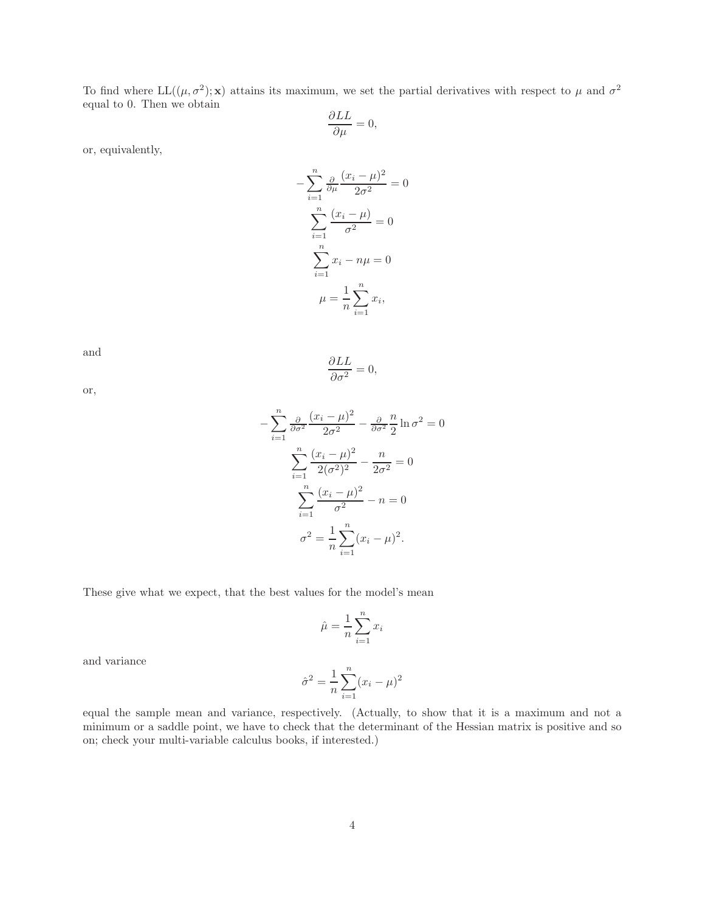To find where $\text{LL}((\mu, \sigma^2); \mathbf{x})$ attains its maximum, we set the partial derivatives with respect to $\mu$ and $\sigma^2$ equal to 0. Then we obtain

$$\frac{\partial LL}{\partial \mu} = 0,$$

or, equivalently,

$$-\sum_{i=1}^{n} \tfrac{\partial}{\partial \mu} \frac{(x_i - \mu)^2}{2\sigma^2} = 0$$

$$\sum_{i=1}^{n} \frac{(x_i - \mu)}{\sigma^2} = 0$$

$$\sum_{i=1}^{n} x_i - n\mu = 0$$

$$\mu = \frac{1}{n} \sum_{i=1}^{n} x_i,$$

and

$$\frac{\partial LL}{\partial \sigma^2} = 0,$$

or,

$$-\sum_{i=1}^{n} \tfrac{\partial}{\partial \sigma^2} \frac{(x_i - \mu)^2}{2\sigma^2} - \tfrac{\partial}{\partial \sigma^2} \frac{n}{2} \ln \sigma^2 = 0$$

$$\sum_{i=1}^{n} \frac{(x_i - \mu)^2}{2(\sigma^2)^2} - \frac{n}{2\sigma^2} = 0$$

$$\sum_{i=1}^{n} \frac{(x_i - \mu)^2}{\sigma^2} - n = 0$$

$$\sigma^2 = \frac{1}{n} \sum_{i=1}^{n} (x_i - \mu)^2.$$

These give what we expect, that the best values for the model's mean

$$\hat{\mu} = \frac{1}{n} \sum_{i=1}^{n} x_i$$

and variance

$$\hat{\sigma}^2 = \frac{1}{n} \sum_{i=1}^{n} (x_i - \mu)^2$$

equal the sample mean and variance, respectively. (Actually, to show that it is a maximum and not a minimum or a saddle point, we have to check that the determinant of the Hessian matrix is positive and so on; check your multi-variable calculus books, if interested.)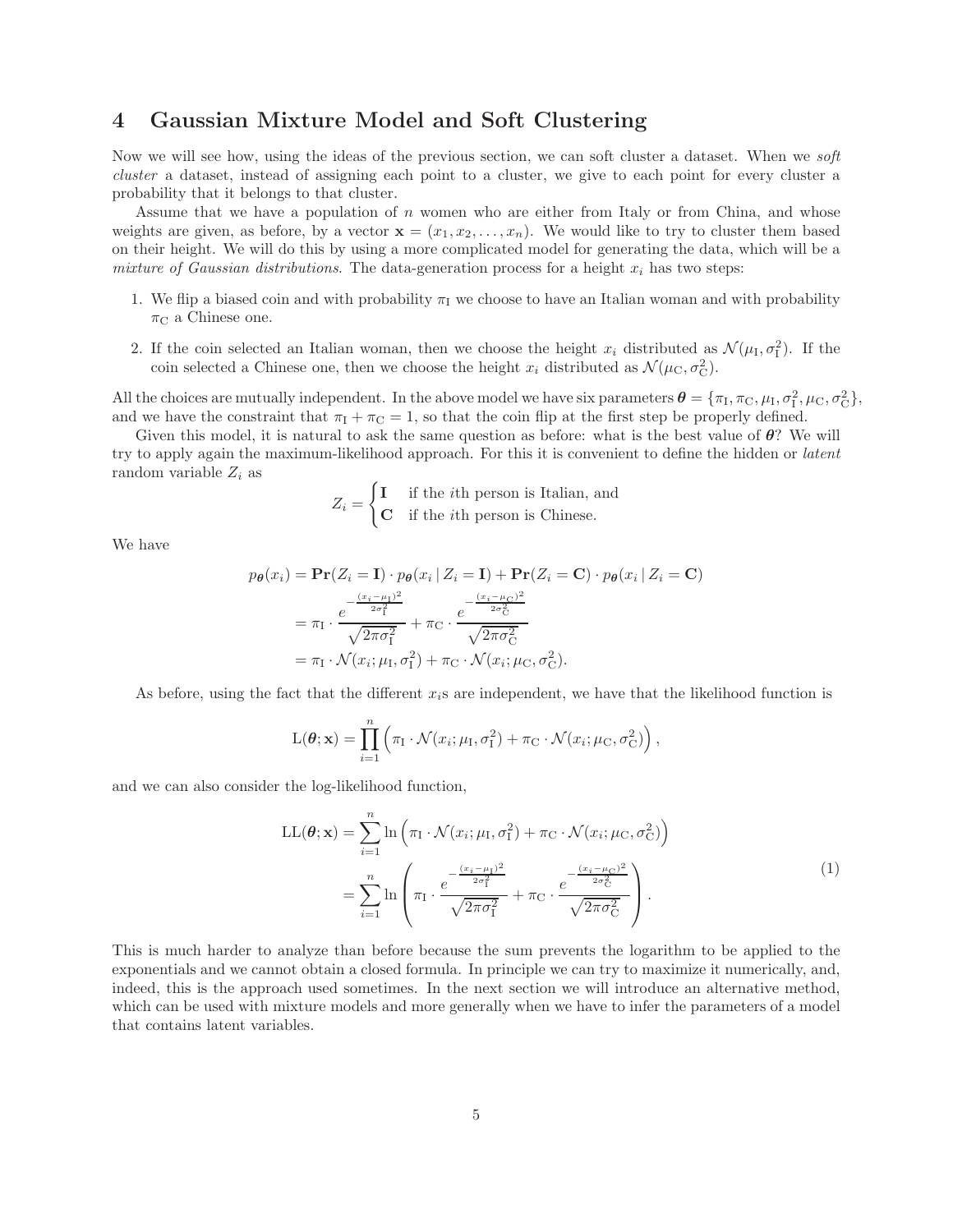## 4 Gaussian Mixture Model and Soft Clustering

Now we will see how, using the ideas of the previous section, we can soft cluster a dataset. When we *soft cluster* a dataset, instead of assigning each point to a cluster, we give to each point for every cluster a probability that it belongs to that cluster.

Assume that we have a population of $n$ women who are either from Italy or from China, and whose weights are given, as before, by a vector $\mathbf{x} = (x_1, x_2, \ldots, x_n)$. We would like to try to cluster them based on their height. We will do this by using a more complicated model for generating the data, which will be a *mixture of Gaussian distributions*. The data-generation process for a height $x_i$ has two steps:

1. We flip a biased coin and with probability $\pi_{\mathrm{I}}$ we choose to have an Italian woman and with probability $\pi_{\mathrm{C}}$ a Chinese one.
2. If the coin selected an Italian woman, then we choose the height $x_i$ distributed as $\mathcal{N}(\mu_{\mathrm{I}}, \sigma_{\mathrm{I}}^2)$. If the coin selected a Chinese one, then we choose the height $x_i$ distributed as $\mathcal{N}(\mu_{\mathrm{C}}, \sigma_{\mathrm{C}}^2)$.

All the choices are mutually independent. In the above model we have six parameters $\boldsymbol{\theta} = \{\pi_{\mathrm{I}}, \pi_{\mathrm{C}}, \mu_{\mathrm{I}}, \sigma_{\mathrm{I}}^2, \mu_{\mathrm{C}}, \sigma_{\mathrm{C}}^2\}$, and we have the constraint that $\pi_{\mathrm{I}} + \pi_{\mathrm{C}} = 1$, so that the coin flip at the first step be properly defined.

Given this model, it is natural to ask the same question as before: what is the best value of $\boldsymbol{\theta}$? We will try to apply again the maximum-likelihood approach. For this it is convenient to define the hidden or *latent* random variable $Z_i$ as

$$Z_i = \begin{cases} \mathbf{I} & \text{if the } i\text{th person is Italian, and} \\ \mathbf{C} & \text{if the } i\text{th person is Chinese.} \end{cases}$$

We have

$$\begin{aligned}
p_{\boldsymbol{\theta}}(x_i) &= \mathbf{Pr}(Z_i = \mathbf{I}) \cdot p_{\boldsymbol{\theta}}(x_i \mid Z_i = \mathbf{I}) + \mathbf{Pr}(Z_i = \mathbf{C}) \cdot p_{\boldsymbol{\theta}}(x_i \mid Z_i = \mathbf{C}) \\
&= \pi_{\mathrm{I}} \cdot \frac{e^{-\frac{(x_i - \mu_{\mathrm{I}})^2}{2\sigma_{\mathrm{I}}^2}}}{\sqrt{2\pi\sigma_{\mathrm{I}}^2}} + \pi_{\mathrm{C}} \cdot \frac{e^{-\frac{(x_i - \mu_{\mathrm{C}})^2}{2\sigma_{\mathrm{C}}^2}}}{\sqrt{2\pi\sigma_{\mathrm{C}}^2}} \\
&= \pi_{\mathrm{I}} \cdot \mathcal{N}(x_i; \mu_{\mathrm{I}}, \sigma_{\mathrm{I}}^2) + \pi_{\mathrm{C}} \cdot \mathcal{N}(x_i; \mu_{\mathrm{C}}, \sigma_{\mathrm{C}}^2).
\end{aligned}$$

As before, using the fact that the different $x_i$s are independent, we have that the likelihood function is

$$\mathrm{L}(\boldsymbol{\theta}; \mathbf{x}) = \prod_{i=1}^{n} \left( \pi_{\mathrm{I}} \cdot \mathcal{N}(x_i; \mu_{\mathrm{I}}, \sigma_{\mathrm{I}}^2) + \pi_{\mathrm{C}} \cdot \mathcal{N}(x_i; \mu_{\mathrm{C}}, \sigma_{\mathrm{C}}^2) \right),$$

and we can also consider the log-likelihood function,

$$\begin{aligned}
\mathrm{LL}(\boldsymbol{\theta}; \mathbf{x}) &= \sum_{i=1}^{n} \ln \left( \pi_{\mathrm{I}} \cdot \mathcal{N}(x_i; \mu_{\mathrm{I}}, \sigma_{\mathrm{I}}^2) + \pi_{\mathrm{C}} \cdot \mathcal{N}(x_i; \mu_{\mathrm{C}}, \sigma_{\mathrm{C}}^2) \right) \\
&= \sum_{i=1}^{n} \ln \left( \pi_{\mathrm{I}} \cdot \frac{e^{-\frac{(x_i - \mu_{\mathrm{I}})^2}{2\sigma_{\mathrm{I}}^2}}}{\sqrt{2\pi\sigma_{\mathrm{I}}^2}} + \pi_{\mathrm{C}} \cdot \frac{e^{-\frac{(x_i - \mu_{\mathrm{C}})^2}{2\sigma_{\mathrm{C}}^2}}}{\sqrt{2\pi\sigma_{\mathrm{C}}^2}} \right).
\end{aligned} \tag{1}$$

This is much harder to analyze than before because the sum prevents the logarithm to be applied to the exponentials and we cannot obtain a closed formula. In principle we can try to maximize it numerically, and, indeed, this is the approach used sometimes. In the next section we will introduce an alternative method, which can be used with mixture models and more generally when we have to infer the parameters of a model that contains latent variables.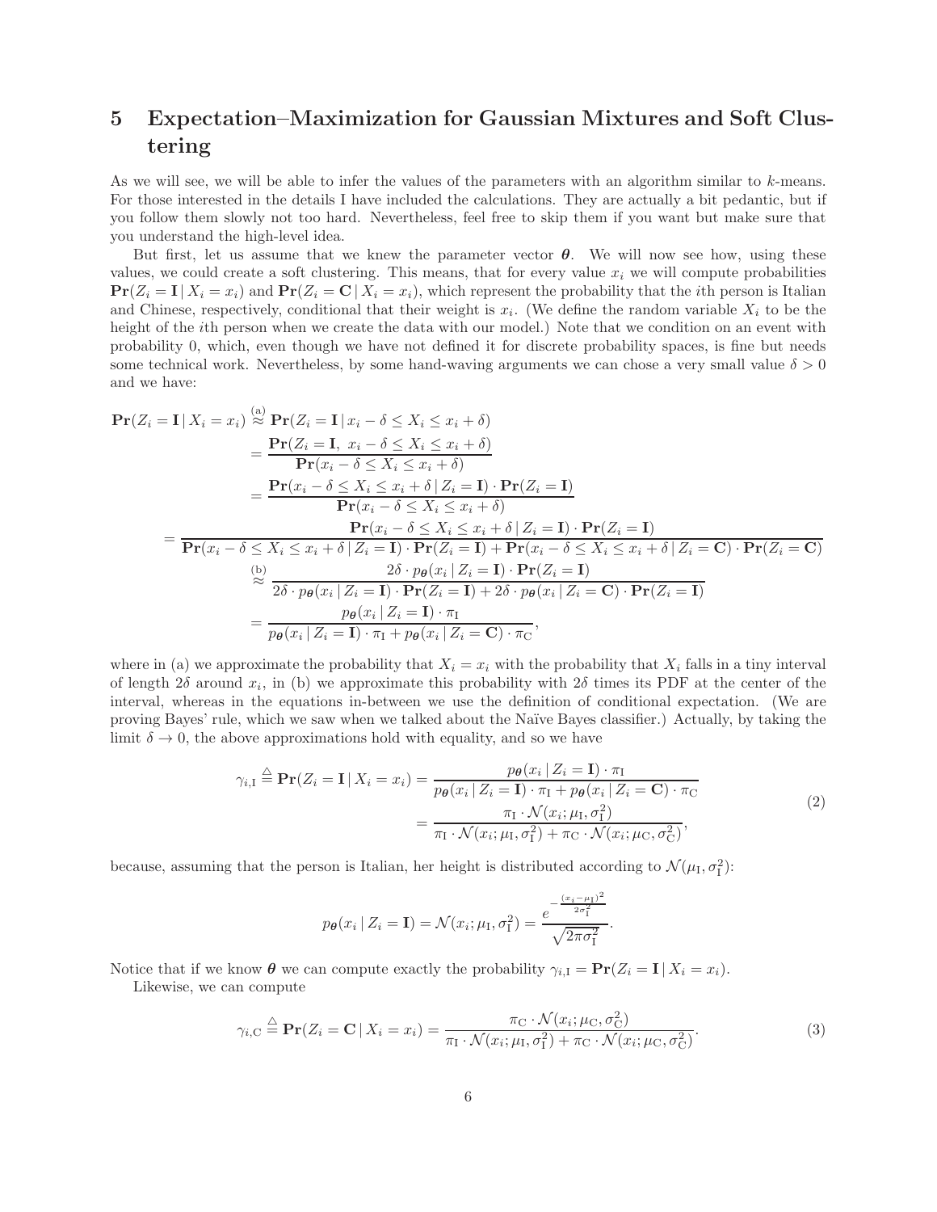# 5 Expectation–Maximization for Gaussian Mixtures and Soft Clustering

As we will see, we will be able to infer the values of the parameters with an algorithm similar to $k$-means. For those interested in the details I have included the calculations. They are actually a bit pedantic, but if you follow them slowly not too hard. Nevertheless, feel free to skip them if you want but make sure that you understand the high-level idea.

But first, let us assume that we knew the parameter vector $\boldsymbol{\theta}$. We will now see how, using these values, we could create a soft clustering. This means, that for every value $x_i$ we will compute probabilities $\mathbf{Pr}(Z_i = \mathbf{I} \,|\, X_i = x_i)$ and $\mathbf{Pr}(Z_i = \mathbf{C} \,|\, X_i = x_i)$, which represent the probability that the $i$th person is Italian and Chinese, respectively, conditional that their weight is $x_i$. (We define the random variable $X_i$ to be the height of the $i$th person when we create the data with our model.) Note that we condition on an event with probability 0, which, even though we have not defined it for discrete probability spaces, is fine but needs some technical work. Nevertheless, by some hand-waving arguments we can chose a very small value $\delta > 0$ and we have:

$$
\begin{aligned}
\mathbf{Pr}(Z_i = \mathbf{I} \,|\, X_i = x_i) &\overset{\text{(a)}}{\approx} \mathbf{Pr}(Z_i = \mathbf{I} \,|\, x_i - \delta \le X_i \le x_i + \delta) \\
&= \frac{\mathbf{Pr}(Z_i = \mathbf{I},\ x_i - \delta \le X_i \le x_i + \delta)}{\mathbf{Pr}(x_i - \delta \le X_i \le x_i + \delta)} \\
&= \frac{\mathbf{Pr}(x_i - \delta \le X_i \le x_i + \delta \,|\, Z_i = \mathbf{I}) \cdot \mathbf{Pr}(Z_i = \mathbf{I})}{\mathbf{Pr}(x_i - \delta \le X_i \le x_i + \delta)} \\
&= \frac{\mathbf{Pr}(x_i - \delta \le X_i \le x_i + \delta \,|\, Z_i = \mathbf{I}) \cdot \mathbf{Pr}(Z_i = \mathbf{I})}{\mathbf{Pr}(x_i - \delta \le X_i \le x_i + \delta \,|\, Z_i = \mathbf{I}) \cdot \mathbf{Pr}(Z_i = \mathbf{I}) + \mathbf{Pr}(x_i - \delta \le X_i \le x_i + \delta \,|\, Z_i = \mathbf{C}) \cdot \mathbf{Pr}(Z_i = \mathbf{C})} \\
&\overset{\text{(b)}}{\approx} \frac{2\delta \cdot p_{\boldsymbol{\theta}}(x_i \,|\, Z_i = \mathbf{I}) \cdot \mathbf{Pr}(Z_i = \mathbf{I})}{2\delta \cdot p_{\boldsymbol{\theta}}(x_i \,|\, Z_i = \mathbf{I}) \cdot \mathbf{Pr}(Z_i = \mathbf{I}) + 2\delta \cdot p_{\boldsymbol{\theta}}(x_i \,|\, Z_i = \mathbf{C}) \cdot \mathbf{Pr}(Z_i = \mathbf{I})} \\
&= \frac{p_{\boldsymbol{\theta}}(x_i \,|\, Z_i = \mathbf{I}) \cdot \pi_{\mathrm{I}}}{p_{\boldsymbol{\theta}}(x_i \,|\, Z_i = \mathbf{I}) \cdot \pi_{\mathrm{I}} + p_{\boldsymbol{\theta}}(x_i \,|\, Z_i = \mathbf{C}) \cdot \pi_{\mathrm{C}}},
\end{aligned}
$$

where in (a) we approximate the probability that $X_i = x_i$ with the probability that $X_i$ falls in a tiny interval of length $2\delta$ around $x_i$, in (b) we approximate this probability with $2\delta$ times its PDF at the center of the interval, whereas in the equations in-between we use the definition of conditional expectation. (We are proving Bayes' rule, which we saw when we talked about the Naïve Bayes classifier.) Actually, by taking the limit $\delta \to 0$, the above approximations hold with equality, and so we have

$$
\begin{aligned}
\gamma_{i,\mathrm{I}} \overset{\triangle}{=} \mathbf{Pr}(Z_i = \mathbf{I} \,|\, X_i = x_i) &= \frac{p_{\boldsymbol{\theta}}(x_i \,|\, Z_i = \mathbf{I}) \cdot \pi_{\mathrm{I}}}{p_{\boldsymbol{\theta}}(x_i \,|\, Z_i = \mathbf{I}) \cdot \pi_{\mathrm{I}} + p_{\boldsymbol{\theta}}(x_i \,|\, Z_i = \mathbf{C}) \cdot \pi_{\mathrm{C}}} \\
&= \frac{\pi_{\mathrm{I}} \cdot \mathcal{N}(x_i; \mu_{\mathrm{I}}, \sigma_{\mathrm{I}}^2)}{\pi_{\mathrm{I}} \cdot \mathcal{N}(x_i; \mu_{\mathrm{I}}, \sigma_{\mathrm{I}}^2) + \pi_{\mathrm{C}} \cdot \mathcal{N}(x_i; \mu_{\mathrm{C}}, \sigma_{\mathrm{C}}^2)},
\end{aligned}
\tag{2}
$$

because, assuming that the person is Italian, her height is distributed according to $\mathcal{N}(\mu_{\mathrm{I}}, \sigma_{\mathrm{I}}^2)$:

$$
p_{\boldsymbol{\theta}}(x_i \,|\, Z_i = \mathbf{I}) = \mathcal{N}(x_i; \mu_{\mathrm{I}}, \sigma_{\mathrm{I}}^2) = \frac{e^{-\frac{(x_i - \mu_{\mathrm{I}})^2}{2\sigma_{\mathrm{I}}^2}}}{\sqrt{2\pi\sigma_{\mathrm{I}}^2}}.
$$

Notice that if we know $\boldsymbol{\theta}$ we can compute exactly the probability $\gamma_{i,\mathrm{I}} = \mathbf{Pr}(Z_i = \mathbf{I} \,|\, X_i = x_i)$.

Likewise, we can compute

$$
\gamma_{i,\mathrm{C}} \overset{\triangle}{=} \mathbf{Pr}(Z_i = \mathbf{C} \,|\, X_i = x_i) = \frac{\pi_{\mathrm{C}} \cdot \mathcal{N}(x_i; \mu_{\mathrm{C}}, \sigma_{\mathrm{C}}^2)}{\pi_{\mathrm{I}} \cdot \mathcal{N}(x_i; \mu_{\mathrm{I}}, \sigma_{\mathrm{I}}^2) + \pi_{\mathrm{C}} \cdot \mathcal{N}(x_i; \mu_{\mathrm{C}}, \sigma_{\mathrm{C}}^2)}.
\tag{3}
$$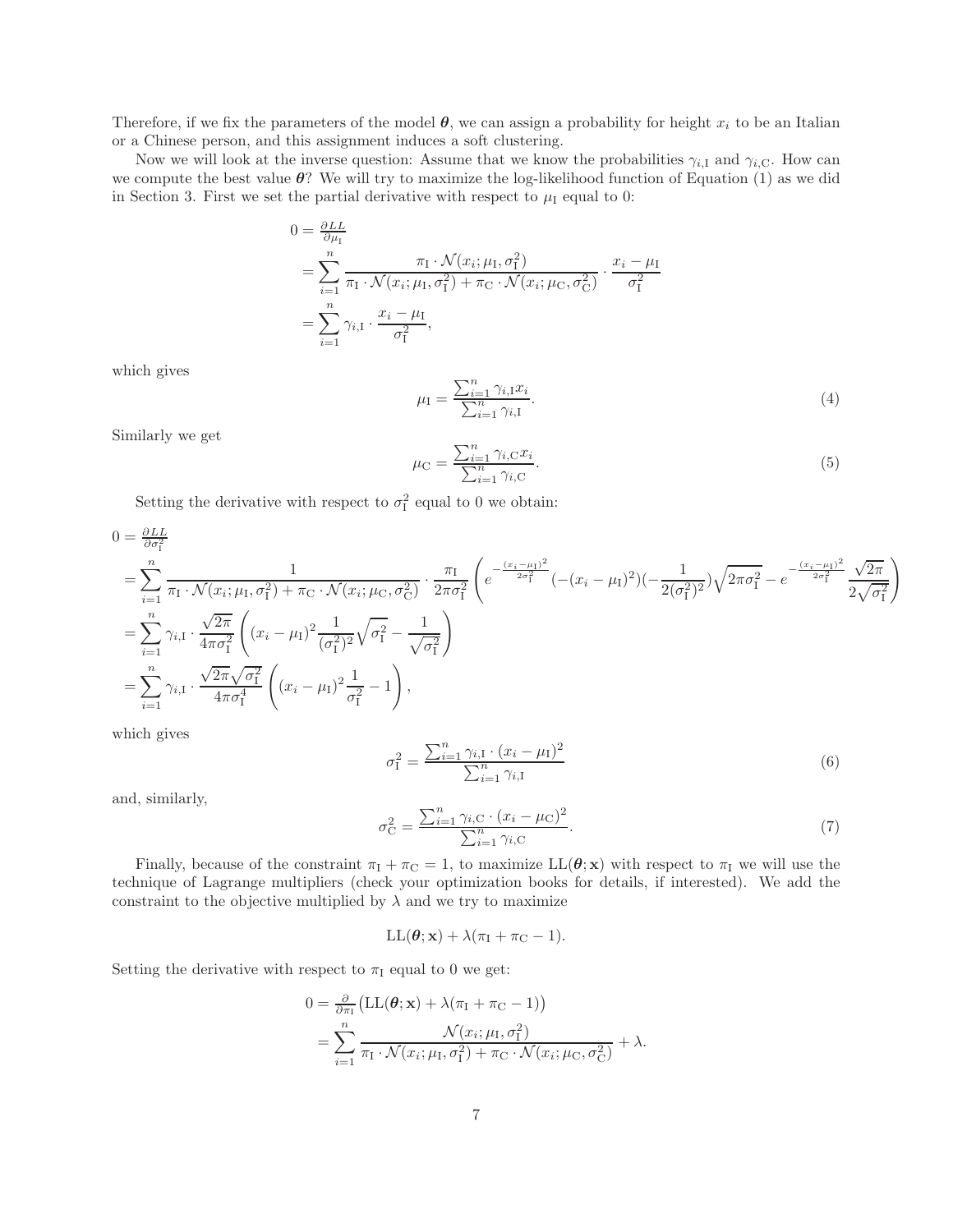Therefore, if we fix the parameters of the model $\boldsymbol{\theta}$, we can assign a probability for height $x_i$ to be an Italian or a Chinese person, and this assignment induces a soft clustering.

Now we will look at the inverse question: Assume that we know the probabilities $\gamma_{i,\mathrm{I}}$ and $\gamma_{i,\mathrm{C}}$. How can we compute the best value $\boldsymbol{\theta}$? We will try to maximize the log-likelihood function of Equation (1) as we did in Section 3. First we set the partial derivative with respect to $\mu_\mathrm{I}$ equal to 0:

$$
\begin{aligned}
0 &= \tfrac{\partial LL}{\partial \mu_\mathrm{I}} \\
&= \sum_{i=1}^{n} \frac{\pi_\mathrm{I} \cdot \mathcal{N}(x_i; \mu_\mathrm{I}, \sigma_\mathrm{I}^2)}{\pi_\mathrm{I} \cdot \mathcal{N}(x_i; \mu_\mathrm{I}, \sigma_\mathrm{I}^2) + \pi_\mathrm{C} \cdot \mathcal{N}(x_i; \mu_\mathrm{C}, \sigma_\mathrm{C}^2)} \cdot \frac{x_i - \mu_\mathrm{I}}{\sigma_\mathrm{I}^2} \\
&= \sum_{i=1}^{n} \gamma_{i,\mathrm{I}} \cdot \frac{x_i - \mu_\mathrm{I}}{\sigma_\mathrm{I}^2},
\end{aligned}
$$

which gives

$$
\mu_\mathrm{I} = \frac{\sum_{i=1}^{n} \gamma_{i,\mathrm{I}} x_i}{\sum_{i=1}^{n} \gamma_{i,\mathrm{I}}}. \tag{4}
$$

Similarly we get

$$
\mu_\mathrm{C} = \frac{\sum_{i=1}^{n} \gamma_{i,\mathrm{C}} x_i}{\sum_{i=1}^{n} \gamma_{i,\mathrm{C}}}. \tag{5}
$$

Setting the derivative with respect to $\sigma_\mathrm{I}^2$ equal to 0 we obtain:

$$
\begin{aligned}
0 &= \tfrac{\partial LL}{\partial \sigma_\mathrm{I}^2} \\
&= \sum_{i=1}^{n} \frac{1}{\pi_\mathrm{I} \cdot \mathcal{N}(x_i; \mu_\mathrm{I}, \sigma_\mathrm{I}^2) + \pi_\mathrm{C} \cdot \mathcal{N}(x_i; \mu_\mathrm{C}, \sigma_\mathrm{C}^2)} \cdot \frac{\pi_\mathrm{I}}{2\pi\sigma_\mathrm{I}^2} \left( e^{-\frac{(x_i-\mu_\mathrm{I})^2}{2\sigma_\mathrm{I}^2}} (-(x_i - \mu_\mathrm{I})^2)(-\frac{1}{2(\sigma_\mathrm{I}^2)^2}) \sqrt{2\pi\sigma_\mathrm{I}^2} - e^{-\frac{(x_i-\mu_\mathrm{I})^2}{2\sigma_\mathrm{I}^2}} \frac{\sqrt{2\pi}}{2\sqrt{\sigma_\mathrm{I}^2}} \right) \\
&= \sum_{i=1}^{n} \gamma_{i,\mathrm{I}} \cdot \frac{\sqrt{2\pi}}{4\pi\sigma_\mathrm{I}^2} \left( (x_i - \mu_\mathrm{I})^2 \frac{1}{(\sigma_\mathrm{I}^2)^2} \sqrt{\sigma_\mathrm{I}^2} - \frac{1}{\sqrt{\sigma_\mathrm{I}^2}} \right) \\
&= \sum_{i=1}^{n} \gamma_{i,\mathrm{I}} \cdot \frac{\sqrt{2\pi}\sqrt{\sigma_\mathrm{I}^2}}{4\pi\sigma_\mathrm{I}^4} \left( (x_i - \mu_\mathrm{I})^2 \frac{1}{\sigma_\mathrm{I}^2} - 1 \right),
\end{aligned}
$$

which gives

$$
\sigma_\mathrm{I}^2 = \frac{\sum_{i=1}^{n} \gamma_{i,\mathrm{I}} \cdot (x_i - \mu_\mathrm{I})^2}{\sum_{i=1}^{n} \gamma_{i,\mathrm{I}}} \tag{6}
$$

and, similarly,

$$
\sigma_\mathrm{C}^2 = \frac{\sum_{i=1}^{n} \gamma_{i,\mathrm{C}} \cdot (x_i - \mu_\mathrm{C})^2}{\sum_{i=1}^{n} \gamma_{i,\mathrm{C}}}. \tag{7}
$$

Finally, because of the constraint $\pi_\mathrm{I} + \pi_\mathrm{C} = 1$, to maximize $\mathrm{LL}(\boldsymbol{\theta}; \mathbf{x})$ with respect to $\pi_\mathrm{I}$ we will use the technique of Lagrange multipliers (check your optimization books for details, if interested). We add the constraint to the objective multiplied by $\lambda$ and we try to maximize

$$
\mathrm{LL}(\boldsymbol{\theta}; \mathbf{x}) + \lambda(\pi_\mathrm{I} + \pi_\mathrm{C} - 1).
$$

Setting the derivative with respect to $\pi_\mathrm{I}$ equal to 0 we get:

$$
\begin{aligned}
0 &= \tfrac{\partial}{\partial \pi_\mathrm{I}} \big( \mathrm{LL}(\boldsymbol{\theta}; \mathbf{x}) + \lambda(\pi_\mathrm{I} + \pi_\mathrm{C} - 1) \big) \\
&= \sum_{i=1}^{n} \frac{\mathcal{N}(x_i; \mu_\mathrm{I}, \sigma_\mathrm{I}^2)}{\pi_\mathrm{I} \cdot \mathcal{N}(x_i; \mu_\mathrm{I}, \sigma_\mathrm{I}^2) + \pi_\mathrm{C} \cdot \mathcal{N}(x_i; \mu_\mathrm{C}, \sigma_\mathrm{C}^2)} + \lambda.
\end{aligned}
$$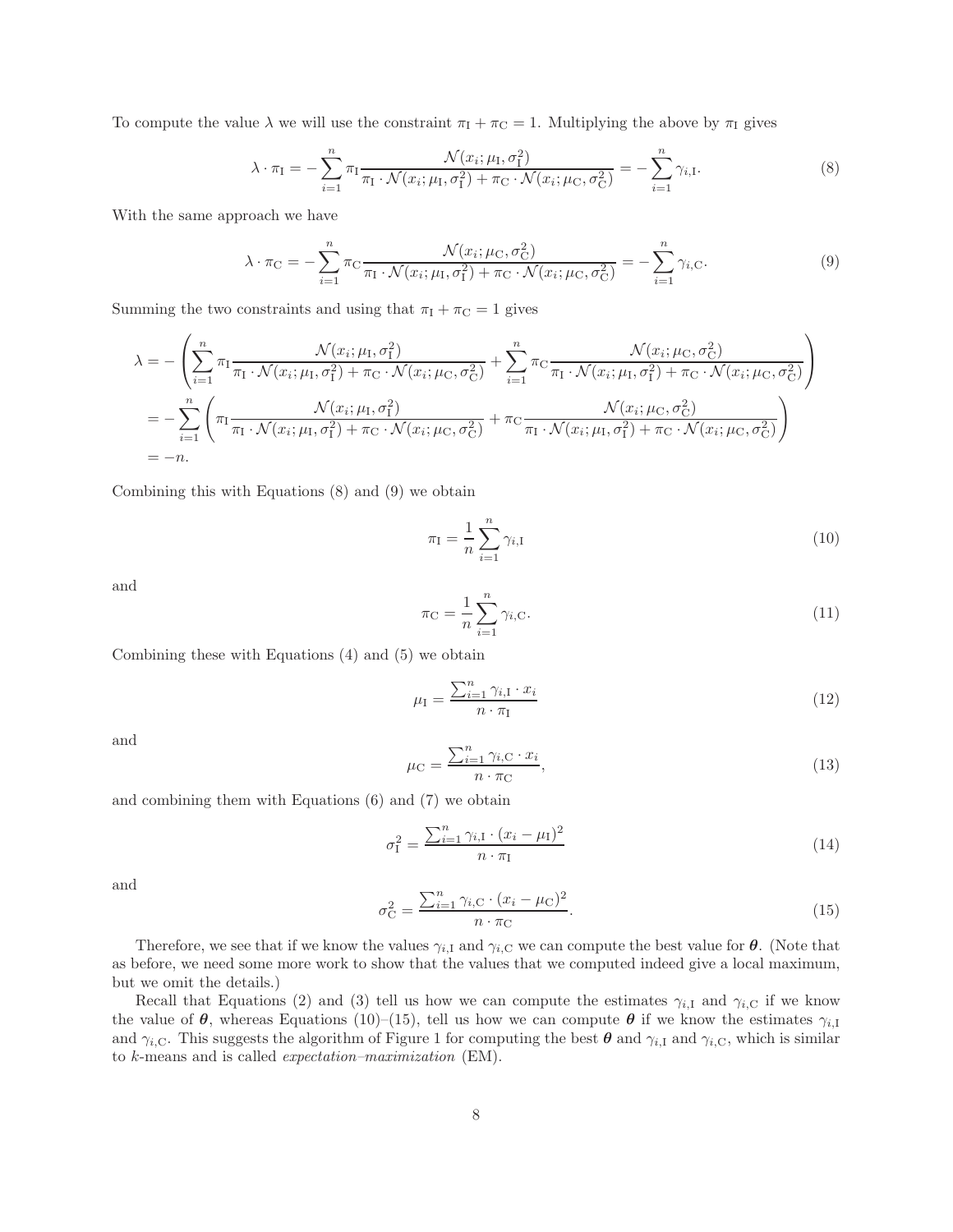To compute the value $\lambda$ we will use the constraint $\pi_{\mathrm{I}} + \pi_{\mathrm{C}} = 1$. Multiplying the above by $\pi_{\mathrm{I}}$ gives

$$\lambda \cdot \pi_{\mathrm{I}} = -\sum_{i=1}^{n} \pi_{\mathrm{I}} \frac{\mathcal{N}(x_i; \mu_{\mathrm{I}}, \sigma_{\mathrm{I}}^2)}{\pi_{\mathrm{I}} \cdot \mathcal{N}(x_i; \mu_{\mathrm{I}}, \sigma_{\mathrm{I}}^2) + \pi_{\mathrm{C}} \cdot \mathcal{N}(x_i; \mu_{\mathrm{C}}, \sigma_{\mathrm{C}}^2)} = -\sum_{i=1}^{n} \gamma_{i,\mathrm{I}}. \tag{8}$$

With the same approach we have

$$\lambda \cdot \pi_{\mathrm{C}} = -\sum_{i=1}^{n} \pi_{\mathrm{C}} \frac{\mathcal{N}(x_i; \mu_{\mathrm{C}}, \sigma_{\mathrm{C}}^2)}{\pi_{\mathrm{I}} \cdot \mathcal{N}(x_i; \mu_{\mathrm{I}}, \sigma_{\mathrm{I}}^2) + \pi_{\mathrm{C}} \cdot \mathcal{N}(x_i; \mu_{\mathrm{C}}, \sigma_{\mathrm{C}}^2)} = -\sum_{i=1}^{n} \gamma_{i,\mathrm{C}}. \tag{9}$$

Summing the two constraints and using that $\pi_{\mathrm{I}} + \pi_{\mathrm{C}} = 1$ gives

$$\begin{aligned}
\lambda &= -\left( \sum_{i=1}^{n} \pi_{\mathrm{I}} \frac{\mathcal{N}(x_i; \mu_{\mathrm{I}}, \sigma_{\mathrm{I}}^2)}{\pi_{\mathrm{I}} \cdot \mathcal{N}(x_i; \mu_{\mathrm{I}}, \sigma_{\mathrm{I}}^2) + \pi_{\mathrm{C}} \cdot \mathcal{N}(x_i; \mu_{\mathrm{C}}, \sigma_{\mathrm{C}}^2)} + \sum_{i=1}^{n} \pi_{\mathrm{C}} \frac{\mathcal{N}(x_i; \mu_{\mathrm{C}}, \sigma_{\mathrm{C}}^2)}{\pi_{\mathrm{I}} \cdot \mathcal{N}(x_i; \mu_{\mathrm{I}}, \sigma_{\mathrm{I}}^2) + \pi_{\mathrm{C}} \cdot \mathcal{N}(x_i; \mu_{\mathrm{C}}, \sigma_{\mathrm{C}}^2)} \right) \\
&= -\sum_{i=1}^{n} \left( \pi_{\mathrm{I}} \frac{\mathcal{N}(x_i; \mu_{\mathrm{I}}, \sigma_{\mathrm{I}}^2)}{\pi_{\mathrm{I}} \cdot \mathcal{N}(x_i; \mu_{\mathrm{I}}, \sigma_{\mathrm{I}}^2) + \pi_{\mathrm{C}} \cdot \mathcal{N}(x_i; \mu_{\mathrm{C}}, \sigma_{\mathrm{C}}^2)} + \pi_{\mathrm{C}} \frac{\mathcal{N}(x_i; \mu_{\mathrm{C}}, \sigma_{\mathrm{C}}^2)}{\pi_{\mathrm{I}} \cdot \mathcal{N}(x_i; \mu_{\mathrm{I}}, \sigma_{\mathrm{I}}^2) + \pi_{\mathrm{C}} \cdot \mathcal{N}(x_i; \mu_{\mathrm{C}}, \sigma_{\mathrm{C}}^2)} \right) \\
&= -n.
\end{aligned}$$

Combining this with Equations (8) and (9) we obtain

$$\pi_{\mathrm{I}} = \frac{1}{n} \sum_{i=1}^{n} \gamma_{i,\mathrm{I}} \tag{10}$$

and

$$\pi_{\mathrm{C}} = \frac{1}{n} \sum_{i=1}^{n} \gamma_{i,\mathrm{C}}. \tag{11}$$

Combining these with Equations (4) and (5) we obtain

$$\mu_{\mathrm{I}} = \frac{\sum_{i=1}^{n} \gamma_{i,\mathrm{I}} \cdot x_i}{n \cdot \pi_{\mathrm{I}}} \tag{12}$$

and

$$\mu_{\mathrm{C}} = \frac{\sum_{i=1}^{n} \gamma_{i,\mathrm{C}} \cdot x_i}{n \cdot \pi_{\mathrm{C}}}, \tag{13}$$

and combining them with Equations (6) and (7) we obtain

$$\sigma_{\mathrm{I}}^2 = \frac{\sum_{i=1}^{n} \gamma_{i,\mathrm{I}} \cdot (x_i - \mu_{\mathrm{I}})^2}{n \cdot \pi_{\mathrm{I}}} \tag{14}$$

and

$$\sigma_{\mathrm{C}}^2 = \frac{\sum_{i=1}^{n} \gamma_{i,\mathrm{C}} \cdot (x_i - \mu_{\mathrm{C}})^2}{n \cdot \pi_{\mathrm{C}}}. \tag{15}$$

Therefore, we see that if we know the values $\gamma_{i,\mathrm{I}}$ and $\gamma_{i,\mathrm{C}}$ we can compute the best value for $\boldsymbol{\theta}$. (Note that as before, we need some more work to show that the values that we computed indeed give a local maximum, but we omit the details.)

Recall that Equations (2) and (3) tell us how we can compute the estimates $\gamma_{i,\mathrm{I}}$ and $\gamma_{i,\mathrm{C}}$ if we know the value of $\boldsymbol{\theta}$, whereas Equations (10)–(15), tell us how we can compute $\boldsymbol{\theta}$ if we know the estimates $\gamma_{i,\mathrm{I}}$ and $\gamma_{i,\mathrm{C}}$. This suggests the algorithm of Figure 1 for computing the best $\boldsymbol{\theta}$ and $\gamma_{i,\mathrm{I}}$ and $\gamma_{i,\mathrm{C}}$, which is similar to $k$-means and is called *expectation–maximization* (EM).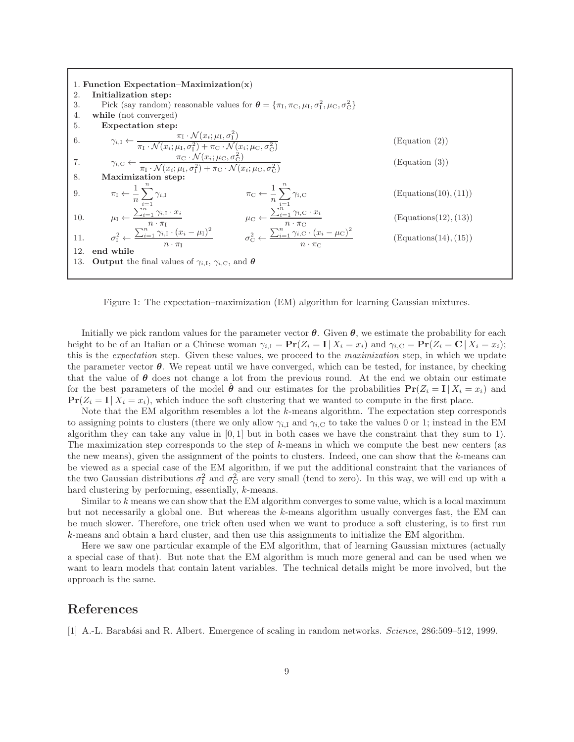```
1.  Function Expectation–Maximization(x)
2.     Initialization step:
3.        Pick (say random) reasonable values for θ = {π_I, π_C, μ_I, σ_I^2, μ_C, σ_C^2}
4.     while (not converged)
5.        Expectation step:
6.           γ_{i,I} ← π_I · N(x_i; μ_I, σ_I^2) / (π_I · N(x_i; μ_I, σ_I^2) + π_C · N(x_i; μ_C, σ_C^2))      (Equation (2))
7.           γ_{i,C} ← π_C · N(x_i; μ_C, σ_C^2) / (π_I · N(x_i; μ_I, σ_I^2) + π_C · N(x_i; μ_C, σ_C^2))      (Equation (3))
8.        Maximization step:
9.           π_I ← (1/n) Σ_{i=1}^n γ_{i,I}                      π_C ← (1/n) Σ_{i=1}^n γ_{i,C}                      (Equations(10), (11))
10.          μ_I ← Σ_{i=1}^n γ_{i,I} · x_i / (n · π_I)           μ_C ← Σ_{i=1}^n γ_{i,C} · x_i / (n · π_C)           (Equations(12), (13))
11.          σ_I^2 ← Σ_{i=1}^n γ_{i,I} · (x_i − μ_I)^2 / (n · π_I)   σ_C^2 ← Σ_{i=1}^n γ_{i,C} · (x_i − μ_C)^2 / (n · π_C)   (Equations(14), (15))
12.    end while
13.    Output the final values of γ_{i,I}, γ_{i,C}, and θ
```

Figure 1: The expectation–maximization (EM) algorithm for learning Gaussian mixtures.

Initially we pick random values for the parameter vector $\boldsymbol{\theta}$. Given $\boldsymbol{\theta}$, we estimate the probability for each height to be of an Italian or a Chinese woman $\gamma_{i,\mathrm{I}} = \mathbf{Pr}(Z_i = \mathbf{I} \mid X_i = x_i)$ and $\gamma_{i,\mathrm{C}} = \mathbf{Pr}(Z_i = \mathbf{C} \mid X_i = x_i)$; this is the *expectation* step. Given these values, we proceed to the *maximization* step, in which we update the parameter vector $\boldsymbol{\theta}$. We repeat until we have converged, which can be tested, for instance, by checking that the value of $\boldsymbol{\theta}$ does not change a lot from the previous round. At the end we obtain our estimate for the best parameters of the model $\hat{\boldsymbol{\theta}}$ and our estimates for the probabilities $\mathbf{Pr}(Z_i = \mathbf{I} \mid X_i = x_i)$ and $\mathbf{Pr}(Z_i = \mathbf{I} \mid X_i = x_i)$, which induce the soft clustering that we wanted to compute in the first place.

Note that the EM algorithm resembles a lot the $k$-means algorithm. The expectation step corresponds to assigning points to clusters (there we only allow $\gamma_{i,\mathrm{I}}$ and $\gamma_{i,\mathrm{C}}$ to take the values 0 or 1; instead in the EM algorithm they can take any value in $[0,1]$ but in both cases we have the constraint that they sum to 1). The maximization step corresponds to the step of $k$-means in which we compute the best new centers (as the new means), given the assignment of the points to clusters. Indeed, one can show that the $k$-means can be viewed as a special case of the EM algorithm, if we put the additional constraint that the variances of the two Gaussian distributions $\sigma_{\mathrm{I}}^2$ and $\sigma_{\mathrm{C}}^2$ are very small (tend to zero). In this way, we will end up with a hard clustering by performing, essentially, $k$-means.

Similar to $k$ means we can show that the EM algorithm converges to some value, which is a local maximum but not necessarily a global one. But whereas the $k$-means algorithm usually converges fast, the EM can be much slower. Therefore, one trick often used when we want to produce a soft clustering, is to first run $k$-means and obtain a hard cluster, and then use this assignments to initialize the EM algorithm.

Here we saw one particular example of the EM algorithm, that of learning Gaussian mixtures (actually a special case of that). But note that the EM algorithm is much more general and can be used when we want to learn models that contain latent variables. The technical details might be more involved, but the approach is the same.

# References

[1] A.-L. Barabási and R. Albert. Emergence of scaling in random networks. *Science*, 286:509–512, 1999.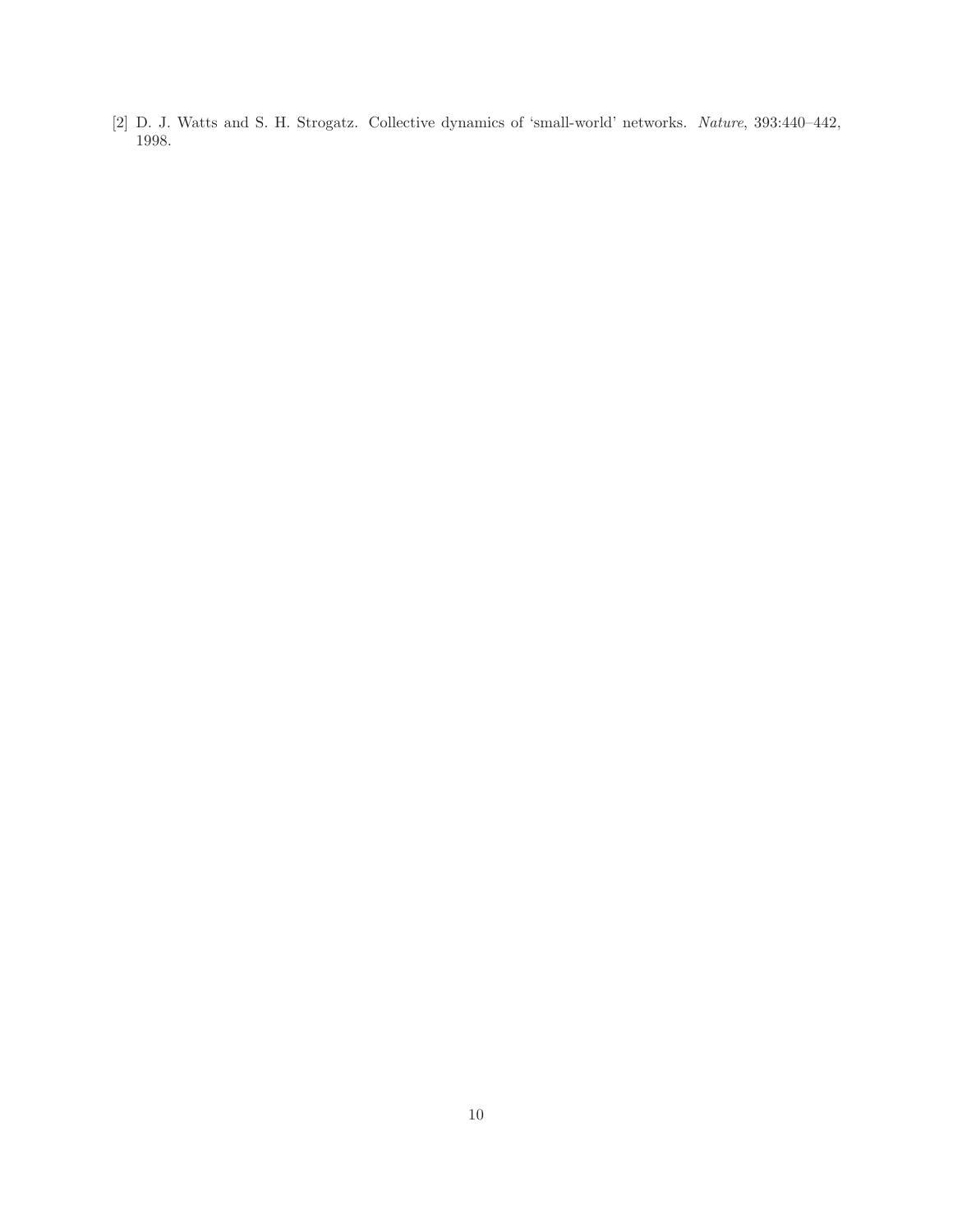[2] D. J. Watts and S. H. Strogatz. Collective dynamics of 'small-world' networks. *Nature*, 393:440–442, 1998.